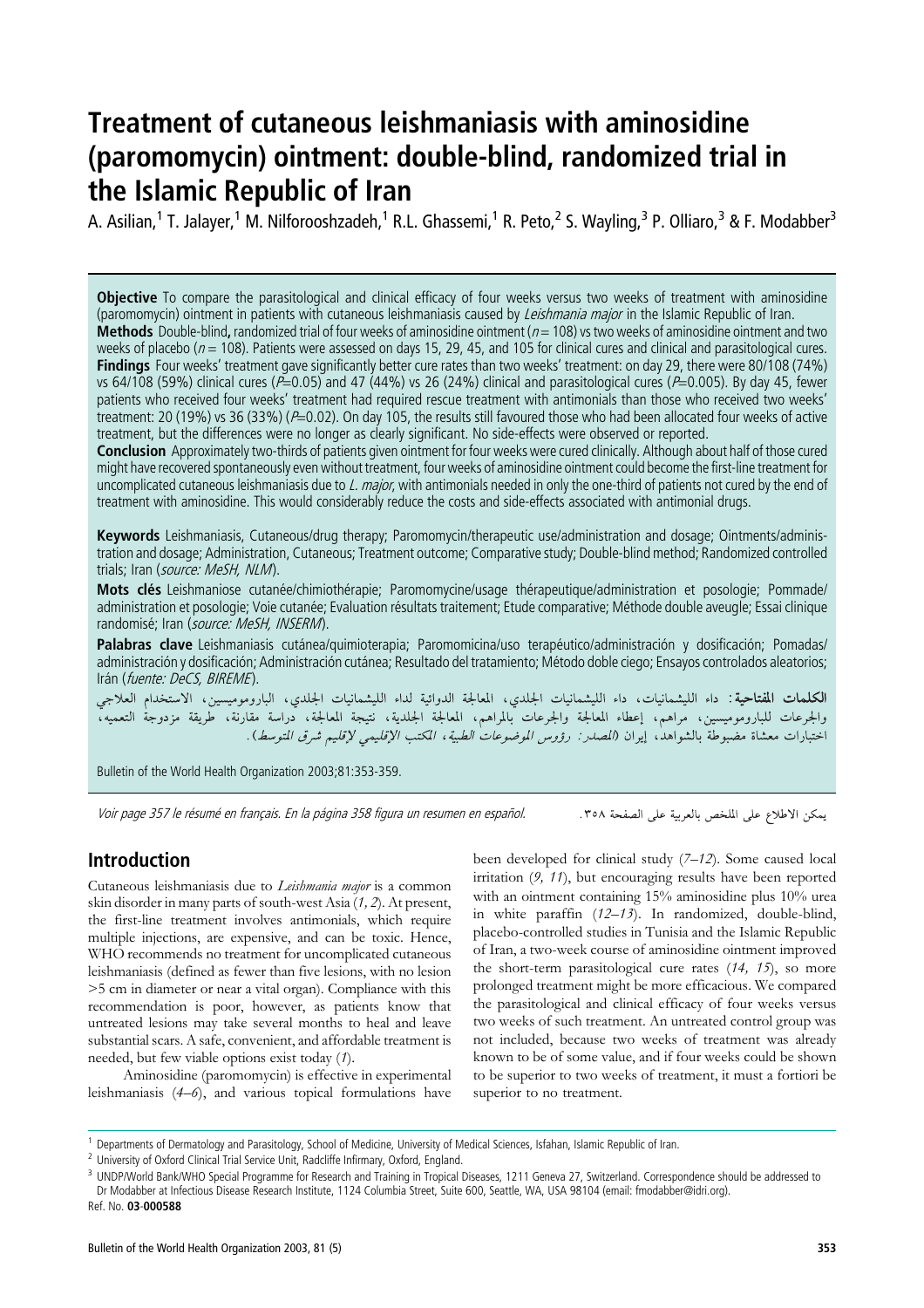# Treatment of cutaneous leishmaniasis with aminosidine (paromomycin) ointment: double-blind, randomized trial in the Islamic Republic of Iran

A. Asilian,[1] T. Jalayer,[1] M. Nilforooshzadeh,[1] R.L. Ghassemi,[1] R. Peto,[2] S. Wayling,[3] P. Olliaro,[3] & F. Modabber[3]

**Objective** To compare the parasitological and clinical efficacy of four weeks versus two weeks of treatment with aminosidine (paromomycin) ointment in patients with cutaneous leishmaniasis caused by *Leishmania major* in the Islamic Republic of Iran.

**Methods** Double-blind, randomized trial of four weeks of aminosidine ointment ($n = 108$) vs two weeks of aminosidine ointment and two weeks of placebo ($n = 108$). Patients were assessed on days 15, 29, 45, and 105 for clinical cures and clinical and parasitological cures.

**Findings** Four weeks' treatment gave significantly better cure rates than two weeks' treatment: on day 29, there were 80/108 (74%) vs 64/108 (59%) clinical cures ($P=0.05$) and 47 (44%) vs 26 (24%) clinical and parasitological cures ($P=0.005$). By day 45, fewer patients who received four weeks' treatment had required rescue treatment with antimonials than those who received two weeks' treatment: 20 (19%) vs 36 (33%) ($P=0.02$). On day 105, the results still favoured those who had been allocated four weeks of active treatment, but the differences were no longer as clearly significant. No side-effects were observed or reported.

**Conclusion** Approximately two-thirds of patients given ointment for four weeks were cured clinically. Although about half of those cured might have recovered spontaneously even without treatment, four weeks of aminosidine ointment could become the first-line treatment for uncomplicated cutaneous leishmaniasis due to *L. major*, with antimonials needed in only the one-third of patients not cured by the end of treatment with aminosidine. This would considerably reduce the costs and side-effects associated with antimonial drugs.

**Keywords** Leishmaniasis, Cutaneous/drug therapy; Paromomycin/therapeutic use/administration and dosage; Ointments/administration and dosage; Administration, Cutaneous; Treatment outcome; Comparative study; Double-blind method; Randomized controlled trials; Iran (*source: MeSH, NLM*).

**Mots clés** Leishmaniose cutanée/chimiothérapie; Paromomycine/usage thérapeutique/administration et posologie; Pommade/administration et posologie; Voie cutanée; Evaluation résultats traitement; Etude comparative; Méthode double aveugle; Essai clinique randomisé; Iran (*source: MeSH, INSERM*).

**Palabras clave** Leishmaniasis cutánea/quimioterapia; Paromomicina/uso terapéutico/administración y dosificación; Pomadas/administración y dosificación; Administración cutánea; Resultado del tratamiento; Método doble ciego; Ensayos controlados aleatorios; Irán (*fuente: DeCS, BIREME*).

**الكلمات المفتاحية:** داء الليشمانيات، داء الليشمانيات الجلدي، المعالجة الدوائية لداء الليشمانيات الجلدي، الباروموميسين، الاستخدام العلاجي والجرعات للباروموميسين، مراهم، إعطاء المعالجة والجرعات بالمراهم، المعالجة الجلدية، نتيجة المعالجة، دراسة مقارنة، طريقة مزدوجة التعمية، اختبارات معشاة مضبوطة بالشواهد، إيران (*المصدر: رؤوس الموضوعات الطبية، المكتب الإقليمي لإقليم شرق المتوسط*).

Bulletin of the World Health Organization 2003;81:353-359.

*Voir page 357 le résumé en français. En la página 358 figura un resumen en español.*

يمكن الاطلاع على الملخص بالعربية على الصفحة ٣٥٨.

## Introduction

Cutaneous leishmaniasis due to *Leishmania major* is a common skin disorder in many parts of south-west Asia (*1, 2*). At present, the first-line treatment involves antimonials, which require multiple injections, are expensive, and can be toxic. Hence, WHO recommends no treatment for uncomplicated cutaneous leishmaniasis (defined as fewer than five lesions, with no lesion >5 cm in diameter or near a vital organ). Compliance with this recommendation is poor, however, as patients know that untreated lesions may take several months to heal and leave substantial scars. A safe, convenient, and affordable treatment is needed, but few viable options exist today (*1*).

Aminosidine (paromomycin) is effective in experimental leishmaniasis (*4–6*), and various topical formulations have been developed for clinical study (*7–12*). Some caused local irritation (*9, 11*), but encouraging results have been reported with an ointment containing 15% aminosidine plus 10% urea in white paraffin (*12–13*). In randomized, double-blind, placebo-controlled studies in Tunisia and the Islamic Republic of Iran, a two-week course of aminosidine ointment improved the short-term parasitological cure rates (*14, 15*), so more prolonged treatment might be more efficacious. We compared the parasitological and clinical efficacy of four weeks versus two weeks of such treatment. An untreated control group was not included, because two weeks of treatment was already known to be of some value, and if four weeks could be shown to be superior to two weeks of treatment, it must a fortiori be superior to no treatment.

[1] Departments of Dermatology and Parasitology, School of Medicine, University of Medical Sciences, Isfahan, Islamic Republic of Iran.

[2] University of Oxford Clinical Trial Service Unit, Radcliffe Infirmary, Oxford, England.

[3] UNDP/World Bank/WHO Special Programme for Research and Training in Tropical Diseases, 1211 Geneva 27, Switzerland. Correspondence should be addressed to Dr Modabber at Infectious Disease Research Institute, 1124 Columbia Street, Suite 600, Seattle, WA, USA 98104 (email: fmodabber@idri.org).

Ref. No. **03-000588**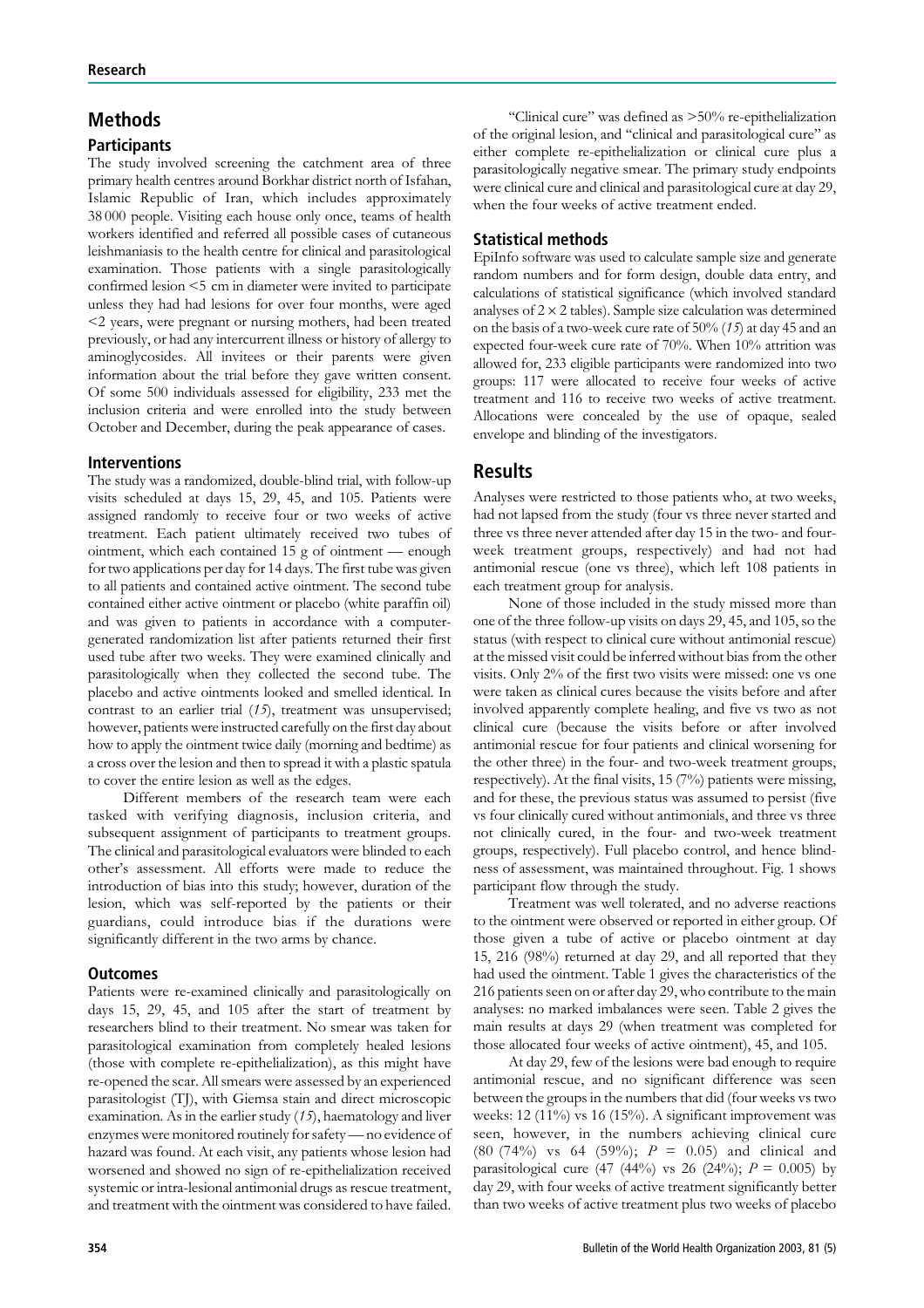## Methods

### Participants

The study involved screening the catchment area of three primary health centres around Borkhar district north of Isfahan, Islamic Republic of Iran, which includes approximately 38 000 people. Visiting each house only once, teams of health workers identified and referred all possible cases of cutaneous leishmaniasis to the health centre for clinical and parasitological examination. Those patients with a single parasitologically confirmed lesion <5 cm in diameter were invited to participate unless they had had lesions for over four months, were aged <2 years, were pregnant or nursing mothers, had been treated previously, or had any intercurrent illness or history of allergy to aminoglycosides. All invitees or their parents were given information about the trial before they gave written consent. Of some 500 individuals assessed for eligibility, 233 met the inclusion criteria and were enrolled into the study between October and December, during the peak appearance of cases.

### Interventions

The study was a randomized, double-blind trial, with follow-up visits scheduled at days 15, 29, 45, and 105. Patients were assigned randomly to receive four or two weeks of active treatment. Each patient ultimately received two tubes of ointment, which each contained 15 g of ointment — enough for two applications per day for 14 days. The first tube was given to all patients and contained active ointment. The second tube contained either active ointment or placebo (white paraffin oil) and was given to patients in accordance with a computer-generated randomization list after patients returned their first used tube after two weeks. They were examined clinically and parasitologically when they collected the second tube. The placebo and active ointments looked and smelled identical. In contrast to an earlier trial (*15*), treatment was unsupervised; however, patients were instructed carefully on the first day about how to apply the ointment twice daily (morning and bedtime) as a cross over the lesion and then to spread it with a plastic spatula to cover the entire lesion as well as the edges.

Different members of the research team were each tasked with verifying diagnosis, inclusion criteria, and subsequent assignment of participants to treatment groups. The clinical and parasitological evaluators were blinded to each other's assessment. All efforts were made to reduce the introduction of bias into this study; however, duration of the lesion, which was self-reported by the patients or their guardians, could introduce bias if the durations were significantly different in the two arms by chance.

### Outcomes

Patients were re-examined clinically and parasitologically on days 15, 29, 45, and 105 after the start of treatment by researchers blind to their treatment. No smear was taken for parasitological examination from completely healed lesions (those with complete re-epithelialization), as this might have re-opened the scar. All smears were assessed by an experienced parasitologist (TJ), with Giemsa stain and direct microscopic examination. As in the earlier study (*15*), haematology and liver enzymes were monitored routinely for safety — no evidence of hazard was found. At each visit, any patients whose lesion had worsened and showed no sign of re-epithelialization received systemic or intra-lesional antimonial drugs as rescue treatment, and treatment with the ointment was considered to have failed.

"Clinical cure" was defined as >50% re-epithelialization of the original lesion, and "clinical and parasitological cure" as either complete re-epithelialization or clinical cure plus a parasitologically negative smear. The primary study endpoints were clinical cure and clinical and parasitological cure at day 29, when the four weeks of active treatment ended.

### Statistical methods

EpiInfo software was used to calculate sample size and generate random numbers and for form design, double data entry, and calculations of statistical significance (which involved standard analyses of $2 \times 2$ tables). Sample size calculation was determined on the basis of a two-week cure rate of 50% (*15*) at day 45 and an expected four-week cure rate of 70%. When 10% attrition was allowed for, 233 eligible participants were randomized into two groups: 117 were allocated to receive four weeks of active treatment and 116 to receive two weeks of active treatment. Allocations were concealed by the use of opaque, sealed envelope and blinding of the investigators.

## Results

Analyses were restricted to those patients who, at two weeks, had not lapsed from the study (four vs three never started and three vs three never attended after day 15 in the two- and four-week treatment groups, respectively) and had not had antimonial rescue (one vs three), which left 108 patients in each treatment group for analysis.

None of those included in the study missed more than one of the three follow-up visits on days 29, 45, and 105, so the status (with respect to clinical cure without antimonial rescue) at the missed visit could be inferred without bias from the other visits. Only 2% of the first two visits were missed: one vs one were taken as clinical cures because the visits before and after involved apparently complete healing, and five vs two as not clinical cure (because the visits before or after involved antimonial rescue for four patients and clinical worsening for the other three) in the four- and two-week treatment groups, respectively). At the final visits, 15 (7%) patients were missing, and for these, the previous status was assumed to persist (five vs four clinically cured without antimonials, and three vs three not clinically cured, in the four- and two-week treatment groups, respectively). Full placebo control, and hence blindness of assessment, was maintained throughout. Fig. 1 shows participant flow through the study.

Treatment was well tolerated, and no adverse reactions to the ointment were observed or reported in either group. Of those given a tube of active or placebo ointment at day 15, 216 (98%) returned at day 29, and all reported that they had used the ointment. Table 1 gives the characteristics of the 216 patients seen on or after day 29, who contribute to the main analyses: no marked imbalances were seen. Table 2 gives the main results at days 29 (when treatment was completed for those allocated four weeks of active ointment), 45, and 105.

At day 29, few of the lesions were bad enough to require antimonial rescue, and no significant difference was seen between the groups in the numbers that did (four weeks vs two weeks: 12 (11%) vs 16 (15%). A significant improvement was seen, however, in the numbers achieving clinical cure (80 (74%) vs 64 (59%); $P = 0.05$) and clinical and parasitological cure (47 (44%) vs 26 (24%); $P = 0.005$) by day 29, with four weeks of active treatment significantly better than two weeks of active treatment plus two weeks of placebo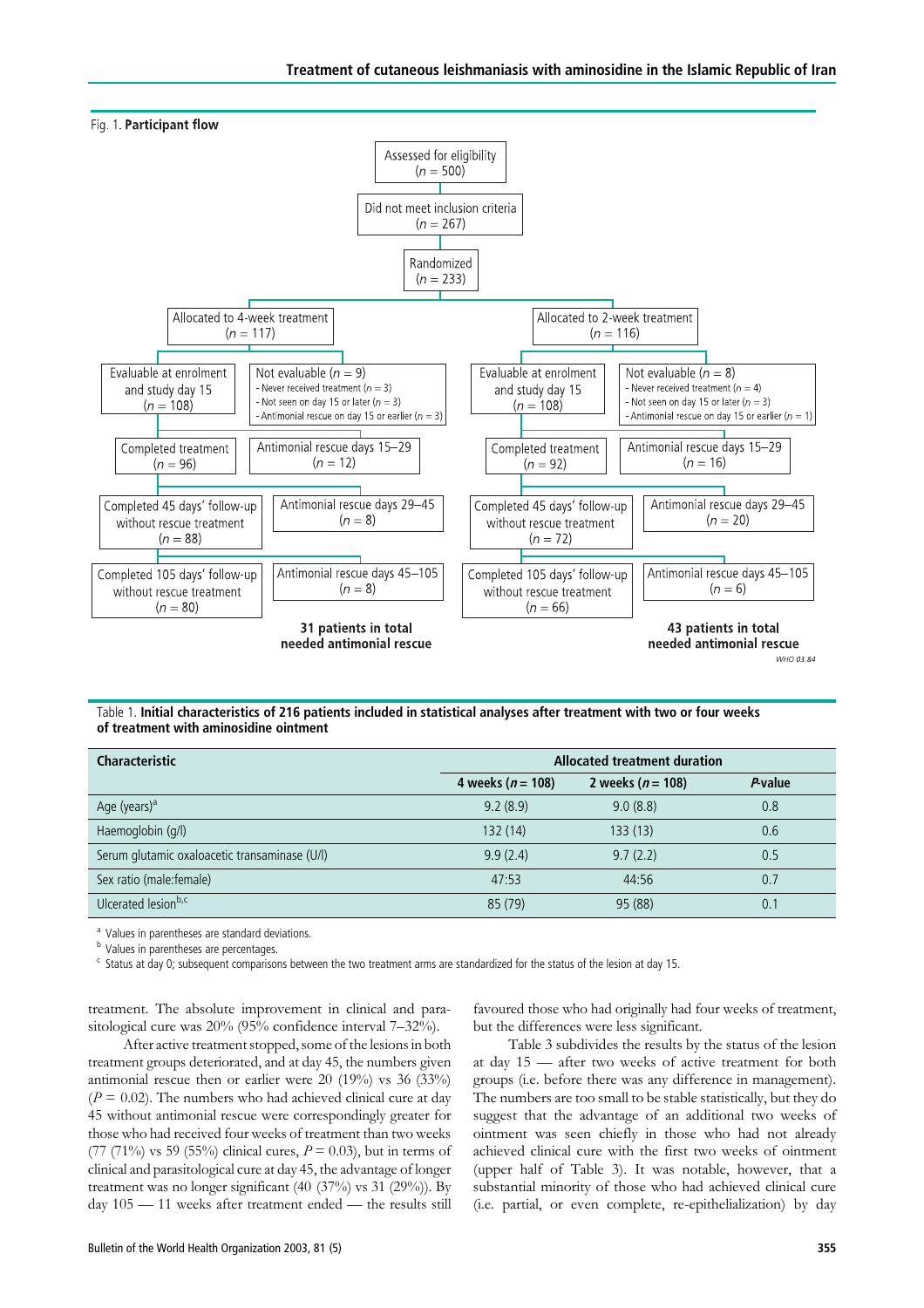Fig. 1. **Participant flow**

Assessed for eligibility ($n$ = 500)

Did not meet inclusion criteria ($n$ = 267)

Randomized ($n$ = 233)

**Allocated to 4-week treatment ($n$ = 117)**

- Evaluable at enrolment and study day 15 ($n$ = 108)
- Not evaluable ($n$ = 9)
  - Never received treatment ($n$ = 3)
  - Not seen on day 15 or later ($n$ = 3)
  - Antimonial rescue on day 15 or earlier ($n$ = 3)
- Completed treatment ($n$ = 96)
- Antimonial rescue days 15–29 ($n$ = 12)
- Completed 45 days' follow-up without rescue treatment ($n$ = 88)
- Antimonial rescue days 29–45 ($n$ = 8)
- Completed 105 days' follow-up without rescue treatment ($n$ = 80)
- Antimonial rescue days 45–105 ($n$ = 8)

**31 patients in total needed antimonial rescue**

**Allocated to 2-week treatment ($n$ = 116)**

- Evaluable at enrolment and study day 15 ($n$ = 108)
- Not evaluable ($n$ = 8)
  - Never received treatment ($n$ = 4)
  - Not seen on day 15 or later ($n$ = 3)
  - Antimonial rescue on day 15 or earlier ($n$ = 1)
- Completed treatment ($n$ = 92)
- Antimonial rescue days 15–29 ($n$ = 16)
- Completed 45 days' follow-up without rescue treatment ($n$ = 72)
- Antimonial rescue days 29–45 ($n$ = 20)
- Completed 105 days' follow-up without rescue treatment ($n$ = 66)
- Antimonial rescue days 45–105 ($n$ = 6)

**43 patients in total needed antimonial rescue**

Table 1. **Initial characteristics of 216 patients included in statistical analyses after treatment with two or four weeks of treatment with aminosidine ointment**

| Characteristic | Allocated treatment duration | | |
|---|---|---|---|
| | 4 weeks ($n$ = 108) | 2 weeks ($n$ = 108) | $P$-value |
| Age (years)[a] | 9.2 (8.9) | 9.0 (8.8) | 0.8 |
| Haemoglobin (g/l) | 132 (14) | 133 (13) | 0.6 |
| Serum glutamic oxaloacetic transaminase (U/l) | 9.9 (2.4) | 9.7 (2.2) | 0.5 |
| Sex ratio (male:female) | 47:53 | 44:56 | 0.7 |
| Ulcerated lesion[b,c] | 85 (79) | 95 (88) | 0.1 |

[a] Values in parentheses are standard deviations.
[b] Values in parentheses are percentages.
[c] Status at day 0; subsequent comparisons between the two treatment arms are standardized for the status of the lesion at day 15.

treatment. The absolute improvement in clinical and parasitological cure was 20% (95% confidence interval 7–32%).

After active treatment stopped, some of the lesions in both treatment groups deteriorated, and at day 45, the numbers given antimonial rescue then or earlier were 20 (19%) vs 36 (33%) ($P$ = 0.02). The numbers who had achieved clinical cure at day 45 without antimonial rescue were correspondingly greater for those who had received four weeks of treatment than two weeks (77 (71%) vs 59 (55%) clinical cures, $P$ = 0.03), but in terms of clinical and parasitological cure at day 45, the advantage of longer treatment was no longer significant (40 (37%) vs 31 (29%)). By day 105 — 11 weeks after treatment ended — the results still favoured those who had originally had four weeks of treatment, but the differences were less significant.

Table 3 subdivides the results by the status of the lesion at day 15 — after two weeks of active treatment for both groups (i.e. before there was any difference in management). The numbers are too small to be stable statistically, but they do suggest that the advantage of an additional two weeks of ointment was seen chiefly in those who had not already achieved clinical cure with the first two weeks of ointment (upper half of Table 3). It was notable, however, that a substantial minority of those who had achieved clinical cure (i.e. partial, or even complete, re-epithelialization) by day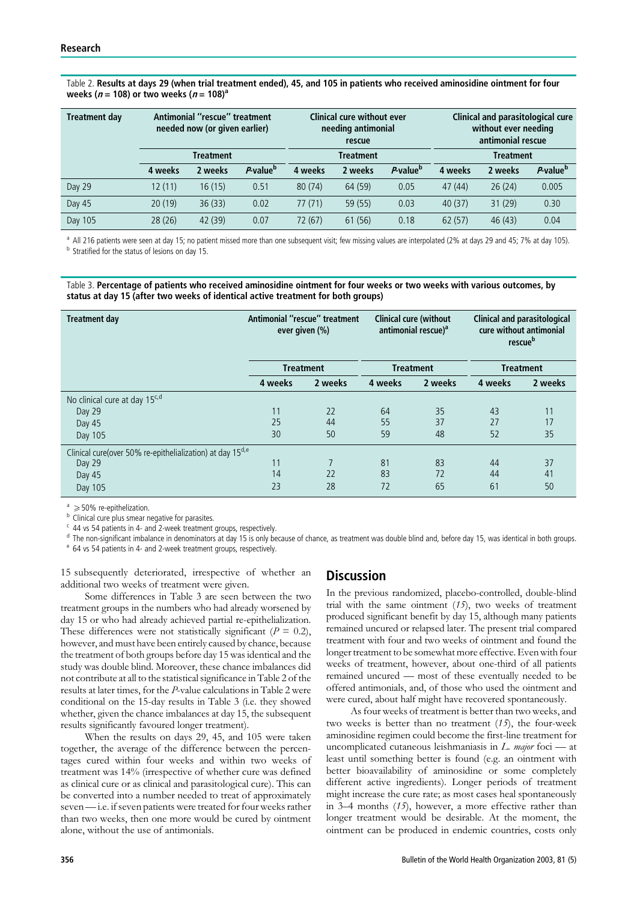Table 2. **Results at days 29 (when trial treatment ended), 45, and 105 in patients who received aminosidine ointment for four weeks ($n = 108$) or two weeks ($n = 108$)[a]**

| Treatment day | Antimonial "rescue" treatment needed now (or given earlier) | | | Clinical cure without ever needing antimonial rescue | | | Clinical and parasitological cure without ever needing antimonial rescue | | |
|---|---|---|---|---|---|---|---|---|---|
| | Treatment | | | Treatment | | | Treatment | | |
| | 4 weeks | 2 weeks | P-value[b] | 4 weeks | 2 weeks | P-value[b] | 4 weeks | 2 weeks | P-value[b] |
| Day 29 | 12 (11) | 16 (15) | 0.51 | 80 (74) | 64 (59) | 0.05 | 47 (44) | 26 (24) | 0.005 |
| Day 45 | 20 (19) | 36 (33) | 0.02 | 77 (71) | 59 (55) | 0.03 | 40 (37) | 31 (29) | 0.30 |
| Day 105 | 28 (26) | 42 (39) | 0.07 | 72 (67) | 61 (56) | 0.18 | 62 (57) | 46 (43) | 0.04 |

[a] All 216 patients were seen at day 15; no patient missed more than one subsequent visit; few missing values are interpolated (2% at days 29 and 45; 7% at day 105).
[b] Stratified for the status of lesions on day 15.

Table 3. **Percentage of patients who received aminosidine ointment for four weeks or two weeks with various outcomes, by status at day 15 (after two weeks of identical active treatment for both groups)**

| Treatment day | Antimonial "rescue" treatment ever given (%) | | Clinical cure (without antimonial rescue)[a] | | Clinical and parasitological cure without antimonial rescue[b] | |
|---|---|---|---|---|---|---|
| | Treatment | | Treatment | | Treatment | |
| | 4 weeks | 2 weeks | 4 weeks | 2 weeks | 4 weeks | 2 weeks |
| No clinical cure at day 15[c,d] | | | | | | |
| Day 29 | 11 | 22 | 64 | 35 | 43 | 11 |
| Day 45 | 25 | 44 | 55 | 37 | 27 | 17 |
| Day 105 | 30 | 50 | 59 | 48 | 52 | 35 |
| Clinical cure(over 50% re-epithelialization) at day 15[d,e] | | | | | | |
| Day 29 | 11 | 7 | 81 | 83 | 44 | 37 |
| Day 45 | 14 | 22 | 83 | 72 | 44 | 41 |
| Day 105 | 23 | 28 | 72 | 65 | 61 | 50 |

[a] $\geq$50% re-epithelization.
[b] Clinical cure plus smear negative for parasites.
[c] 44 vs 54 patients in 4- and 2-week treatment groups, respectively.
[d] The non-significant imbalance in denominators at day 15 is only because of chance, as treatment was double blind and, before day 15, was identical in both groups.
[e] 64 vs 54 patients in 4- and 2-week treatment groups, respectively.

15 subsequently deteriorated, irrespective of whether an additional two weeks of treatment were given.

Some differences in Table 3 are seen between the two treatment groups in the numbers who had already worsened by day 15 or who had already achieved partial re-epithelialization. These differences were not statistically significant ($P = 0.2$), however, and must have been entirely caused by chance, because the treatment of both groups before day 15 was identical and the study was double blind. Moreover, these chance imbalances did not contribute at all to the statistical significance in Table 2 of the results at later times, for the *P*-value calculations in Table 2 were conditional on the 15-day results in Table 3 (i.e. they showed whether, given the chance imbalances at day 15, the subsequent results significantly favoured longer treatment).

When the results on days 29, 45, and 105 were taken together, the average of the difference between the percentages cured within four weeks and within two weeks of treatment was 14% (irrespective of whether cure was defined as clinical cure or as clinical and parasitological cure). This can be converted into a number needed to treat of approximately seven — i.e. if seven patients were treated for four weeks rather than two weeks, then one more would be cured by ointment alone, without the use of antimonials.

## Discussion

In the previous randomized, placebo-controlled, double-blind trial with the same ointment (*15*), two weeks of treatment produced significant benefit by day 15, although many patients remained uncured or relapsed later. The present trial compared treatment with four and two weeks of ointment and found the longer treatment to be somewhat more effective. Even with four weeks of treatment, however, about one-third of all patients remained uncured — most of these eventually needed to be offered antimonials, and, of those who used the ointment and were cured, about half might have recovered spontaneously.

As four weeks of treatment is better than two weeks, and two weeks is better than no treatment (*15*), the four-week aminosidine regimen could become the first-line treatment for uncomplicated cutaneous leishmaniasis in *L. major* foci — at least until something better is found (e.g. an ointment with better bioavailability of aminosidine or some completely different active ingredients). Longer periods of treatment might increase the cure rate; as most cases heal spontaneously in 3–4 months (*15*), however, a more effective rather than longer treatment would be desirable. At the moment, the ointment can be produced in endemic countries, costs only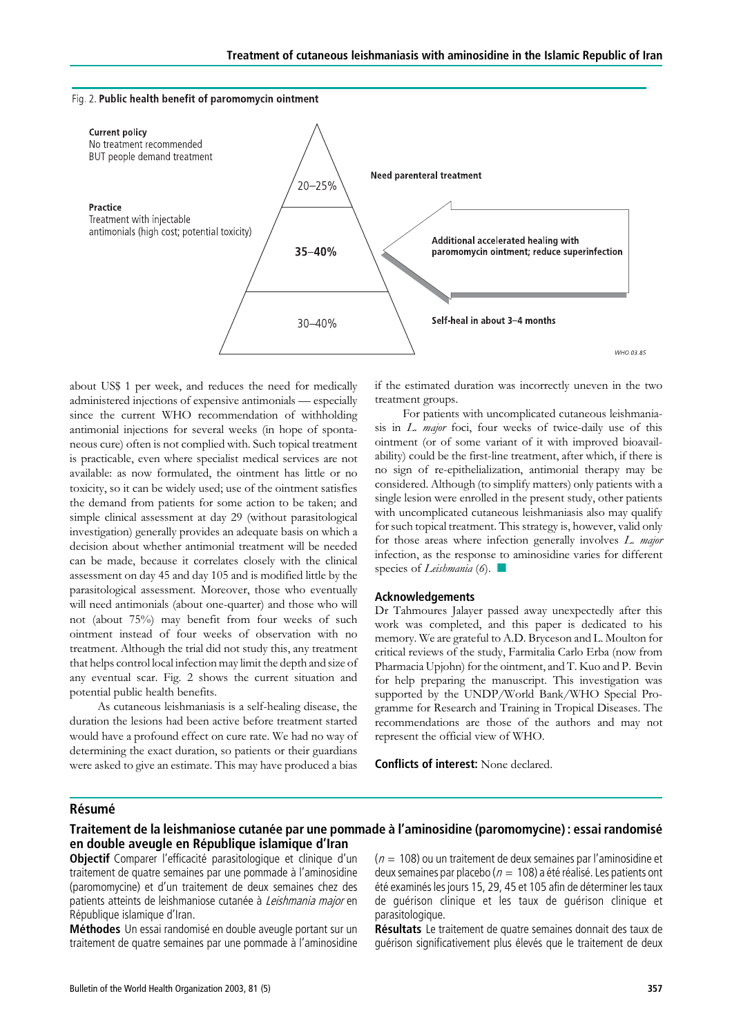Fig. 2. **Public health benefit of paromomycin ointment**

**Current policy**
No treatment recommended
BUT people demand treatment

**Practice**
Treatment with injectable antimonials (high cost; potential toxicity)

20–25% — **Need parenteral treatment**

**35–40%** — **Additional accelerated healing with paromomycin ointment; reduce superinfection**

30–40% — **Self-heal in about 3–4 months**

WHO 03.85

about US$ 1 per week, and reduces the need for medically administered injections of expensive antimonials — especially since the current WHO recommendation of withholding antimonial injections for several weeks (in hope of spontaneous cure) often is not complied with. Such topical treatment is practicable, even where specialist medical services are not available: as now formulated, the ointment has little or no toxicity, so it can be widely used; use of the ointment satisfies the demand from patients for some action to be taken; and simple clinical assessment at day 29 (without parasitological investigation) generally provides an adequate basis on which a decision about whether antimonial treatment will be needed can be made, because it correlates closely with the clinical assessment on day 45 and day 105 and is modified little by the parasitological assessment. Moreover, those who eventually will need antimonials (about one-quarter) and those who will not (about 75%) may benefit from four weeks of such ointment instead of four weeks of observation with no treatment. Although the trial did not study this, any treatment that helps control local infection may limit the depth and size of any eventual scar. Fig. 2 shows the current situation and potential public health benefits.

As cutaneous leishmaniasis is a self-healing disease, the duration the lesions had been active before treatment started would have a profound effect on cure rate. We had no way of determining the exact duration, so patients or their guardians were asked to give an estimate. This may have produced a bias if the estimated duration was incorrectly uneven in the two treatment groups.

For patients with uncomplicated cutaneous leishmaniasis in *L. major* foci, four weeks of twice-daily use of this ointment (or of some variant of it with improved bioavailability) could be the first-line treatment, after which, if there is no sign of re-epithelialization, antimonial therapy may be considered. Although (to simplify matters) only patients with a single lesion were enrolled in the present study, other patients with uncomplicated cutaneous leishmaniasis also may qualify for such topical treatment. This strategy is, however, valid only for those areas where infection generally involves *L. major* infection, as the response to aminosidine varies for different species of *Leishmania* (*6*). ■

## Acknowledgements

Dr Tahmoures Jalayer passed away unexpectedly after this work was completed, and this paper is dedicated to his memory. We are grateful to A.D. Bryceson and L. Moulton for critical reviews of the study, Farmitalia Carlo Erba (now from Pharmacia Upjohn) for the ointment, and T. Kuo and P. Bevin for help preparing the manuscript. This investigation was supported by the UNDP/World Bank/WHO Special Programme for Research and Training in Tropical Diseases. The recommendations are those of the authors and may not represent the official view of WHO.

**Conflicts of interest:** None declared.

## Résumé

### Traitement de la leishmaniose cutanée par une pommade à l'aminosidine (paromomycine) : essai randomisé en double aveugle en République islamique d'Iran

**Objectif** Comparer l'efficacité parasitologique et clinique d'un traitement de quatre semaines par une pommade à l'aminosidine (paromomycine) et d'un traitement de deux semaines chez des patients atteints de leishmaniose cutanée à *Leishmania major* en République islamique d'Iran.

**Méthodes** Un essai randomisé en double aveugle portant sur un traitement de quatre semaines par une pommade à l'aminosidine ($n = 108$) ou un traitement de deux semaines par l'aminosidine et deux semaines par placebo ($n = 108$) a été réalisé. Les patients ont été examinés les jours 15, 29, 45 et 105 afin de déterminer les taux de guérison clinique et les taux de guérison clinique et parasitologique.

**Résultats** Le traitement de quatre semaines donnait des taux de guérison significativement plus élevés que le traitement de deux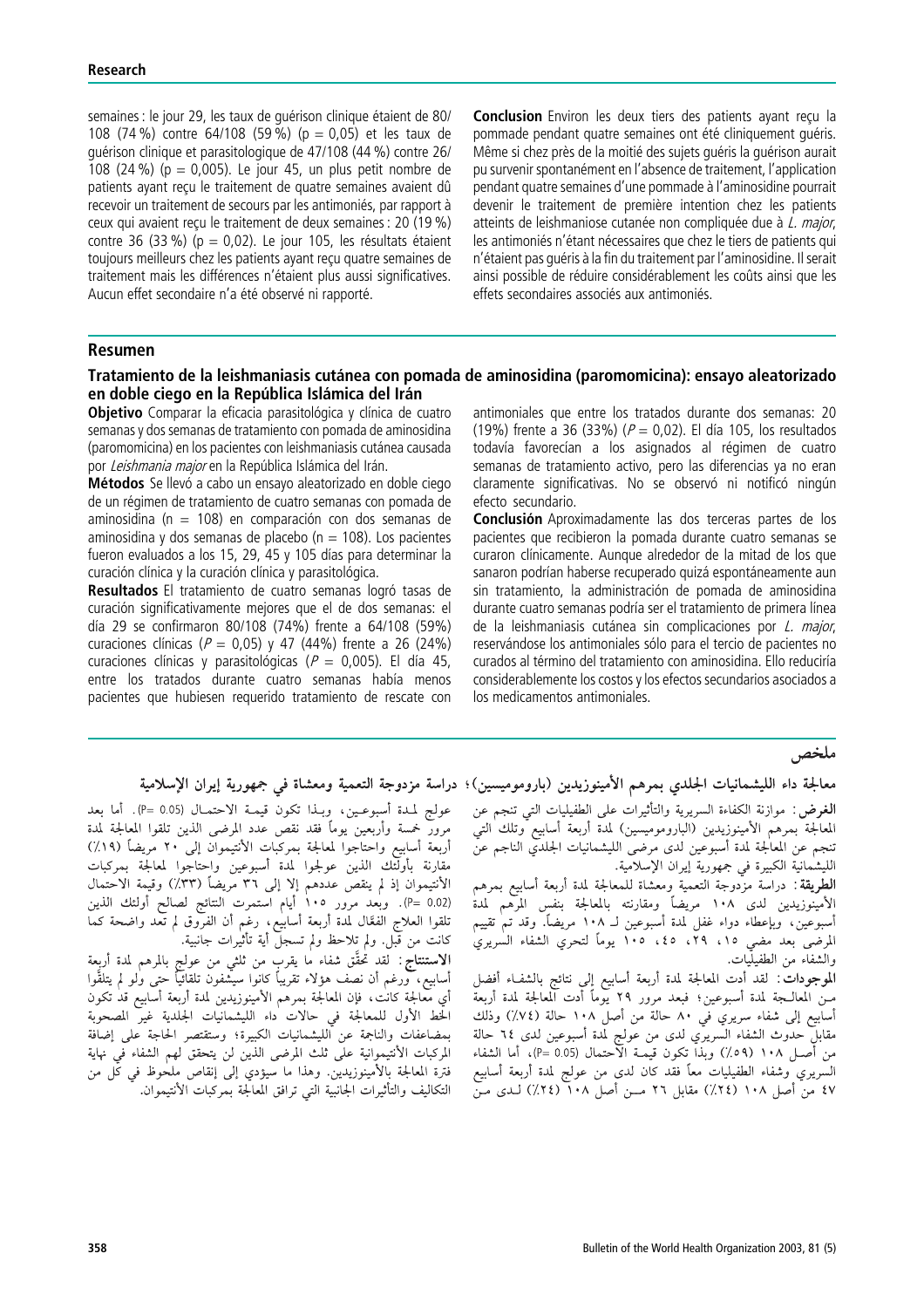semaines : le jour 29, les taux de guérison clinique étaient de 80/108 (74 %) contre 64/108 (59 %) (p = 0,05) et les taux de guérison clinique et parasitologique de 47/108 (44 %) contre 26/108 (24 %) (p = 0,005). Le jour 45, un plus petit nombre de patients ayant reçu le traitement de quatre semaines avaient dû recevoir un traitement de secours par les antimoniés, par rapport à ceux qui avaient reçu le traitement de deux semaines : 20 (19 %) contre 36 (33 %) (p = 0,02). Le jour 105, les résultats étaient toujours meilleurs chez les patients ayant reçu quatre semaines de traitement mais les différences n'étaient plus aussi significatives. Aucun effet secondaire n'a été observé ni rapporté.

**Conclusion** Environ les deux tiers des patients ayant reçu la pommade pendant quatre semaines ont été cliniquement guéris. Même si chez près de la moitié des sujets guéris la guérison aurait pu survenir spontanément en l'absence de traitement, l'application pendant quatre semaines d'une pommade à l'aminosidine pourrait devenir le traitement de première intention chez les patients atteints de leishmaniose cutanée non compliquée due à *L. major*, les antimoniés n'étant nécessaires que chez le tiers de patients qui n'étaient pas guéris à la fin du traitement par l'aminosidine. Il serait ainsi possible de réduire considérablement les coûts ainsi que les effets secondaires associés aux antimoniés.

## Resumen

### Tratamiento de la leishmaniasis cutánea con pomada de aminosidina (paromomicina): ensayo aleatorizado en doble ciego en la República Islámica del Irán

**Objetivo** Comparar la eficacia parasitológica y clínica de cuatro semanas y dos semanas de tratamiento con pomada de aminosidina (paromomicina) en los pacientes con leishmaniasis cutánea causada por *Leishmania major* en la República Islámica del Irán.

**Métodos** Se llevó a cabo un ensayo aleatorizado en doble ciego de un régimen de tratamiento de cuatro semanas con pomada de aminosidina (n = 108) en comparación con dos semanas de aminosidina y dos semanas de placebo (n = 108). Los pacientes fueron evaluados a los 15, 29, 45 y 105 días para determinar la curación clínica y la curación clínica y parasitológica.

**Resultados** El tratamiento de cuatro semanas logró tasas de curación significativamente mejores que el de dos semanas: el día 29 se confirmaron 80/108 (74%) frente a 64/108 (59%) curaciones clínicas (*P* = 0,05) y 47 (44%) frente a 26 (24%) curaciones clínicas y parasitológicas (*P* = 0,005). El día 45, entre los tratados durante cuatro semanas había menos pacientes que hubiesen requerido tratamiento de rescate con antimoniales que entre los tratados durante dos semanas: 20 (19%) frente a 36 (33%) (*P* = 0,02). El día 105, los resultados todavía favorecían a los asignados al régimen de cuatro semanas de tratamiento activo, pero las diferencias ya no eran claramente significativas. No se observó ni notificó ningún efecto secundario.

**Conclusión** Aproximadamente las dos terceras partes de los pacientes que recibieron la pomada durante cuatro semanas se curaron clínicamente. Aunque alrededor de la mitad de los que sanaron podrían haberse recuperado quizá espontáneamente aun sin tratamiento, la administración de pomada de aminosidina durante cuatro semanas podría ser el tratamiento de primera línea de la leishmaniasis cutánea sin complicaciones por *L. major*, reservándose los antimoniales sólo para el tercio de pacientes no curados al término del tratamiento con aminosidina. Ello reduciría considerablemente los costos y los efectos secundarios asociados a los medicamentos antimoniales.

## ملخص

### معالجة داء الليشمانيات الجلدي بمرهم الأمينوزيدين (باروموميسين)؛ دراسة مزدوجة التعمية ومعشاة في جمهورية إيران الإسلامية

**الغرض:** موازنة الكفاءة السريرية والتأثيرات على الطفيليات التي تنجم عن المعالجة بمرهم الأمينوزيدين (الباروموميسين) لمدة أربعة أسابيع وتلك التي تنجم عن المعالجة لمدة أسبوعين لدى مرضى الليشمانيات الجلدي الناجم عن الليشمانية الكبيرة في جمهورية إيران الإسلامية.

**الطريقة:** دراسة مزدوجة التعمية ومعشاة للمعالجة لمدة أربعة أسابيع بمرهم الأمينوزيدين لدى ١٠٨ مريضاً ومقارنته بالمعالجة بنفس المرهم لمدة أسبوعين، وبإعطاء دواء غفل لمدة أسبوعين لـ ١٠٨ مريضاً. وقد تم تقييم المرضى بعد مضي ١٥، ٢٩، ٤٥، ١٠٥ يوماً لتحري الشفاء السريري والشفاء من الطفيليات.

**الموجودات:** لقد أدت المعالجة لمدة أربعة أسابيع إلى نتائج بالشفاء أفضل من المعالجة لمدة أسبوعين؛ فبعد مرور ٢٩ يوماً أدت المعالجة لمدة أربعة أسابيع إلى شفاء سريري في ٨٠ حالة من أصل ١٠٨ حالة (٧٤٪) وذلك مقابل حدوث الشفاء السريري لدى من عولج لمدة أسبوعين لدى ٦٤ حالة من أصل ١٠٨ (٥٩٪) وبذا تكون قيمة الاحتمال (P= 0.05)، أما الشفاء السريري وشفاء الطفيليات معاً فقد كان لدى من عولج لمدة أربعة أسابيع ٤٧ من أصل ١٠٨ (٤٤٪) مقابل ٢٦ من أصل ١٠٨ (٢٤٪) لدى من عولج لمدة أسبوعين، وبذا تكون قيمة الاحتمال (P= 0.05). أما بعد مرور خمسة وأربعين يوماً فقد نقص عدد المرضى الذين تلقوا المعالجة لمدة أربعة أسابيع واحتاجوا لمعالجة بمركبات الأنتيموان إلى ٢٠ مريضاً (١٩٪) مقارنة بأولئك الذين عولجوا لمدة أسبوعين واحتاجوا لمعالجة بمركبات الأنتيموان إذ لم ينقص عددهم إلا إلى ٣٦ مريضاً (٣٣٪) وقيمة الاحتمال (P= 0.02). وبعد مرور ١٠٥ أيام استمرت النتائج لصالح أولئك الذين تلقوا العلاج الفعّال لمدة أربعة أسابيع، رغم أن الفروق لم تعد واضحة كما كانت من قبل. ولم تلاحظ ولم تسجل أية تأثيرات جانبية.

**الاستنتاج:** لقد تحقّق شفاء ما يقرب من ثلثي من عولج بالمرهم لمدة أربعة أسابيع، ورغم أن نصف هؤلاء تقريباً كانوا سيشفون تلقائياً حتى ولو لم يتلقّوا أي معالجة كانت، فإن المعالجة بمرهم الأمينوزيدين لمدة أربعة أسابيع قد تكون الخط الأول للمعالجة في حالات داء الليشمانيات الجلدية غير المصحوبة بمضاعفات والناجمة عن الليشمانيات الكبيرة؛ وستقتصر الحاجة على إضافة المركبات الأنتيموانية على ثلث المرضى الذين لن يتحقق لهم الشفاء في نهاية فترة المعالجة بالأمينوزيدين. وهذا ما سيؤدي إلى إنقاص ملحوظ في كل من التكاليف والتأثيرات الجانبية التي ترافق المعالجة بمركبات الأنتيموان.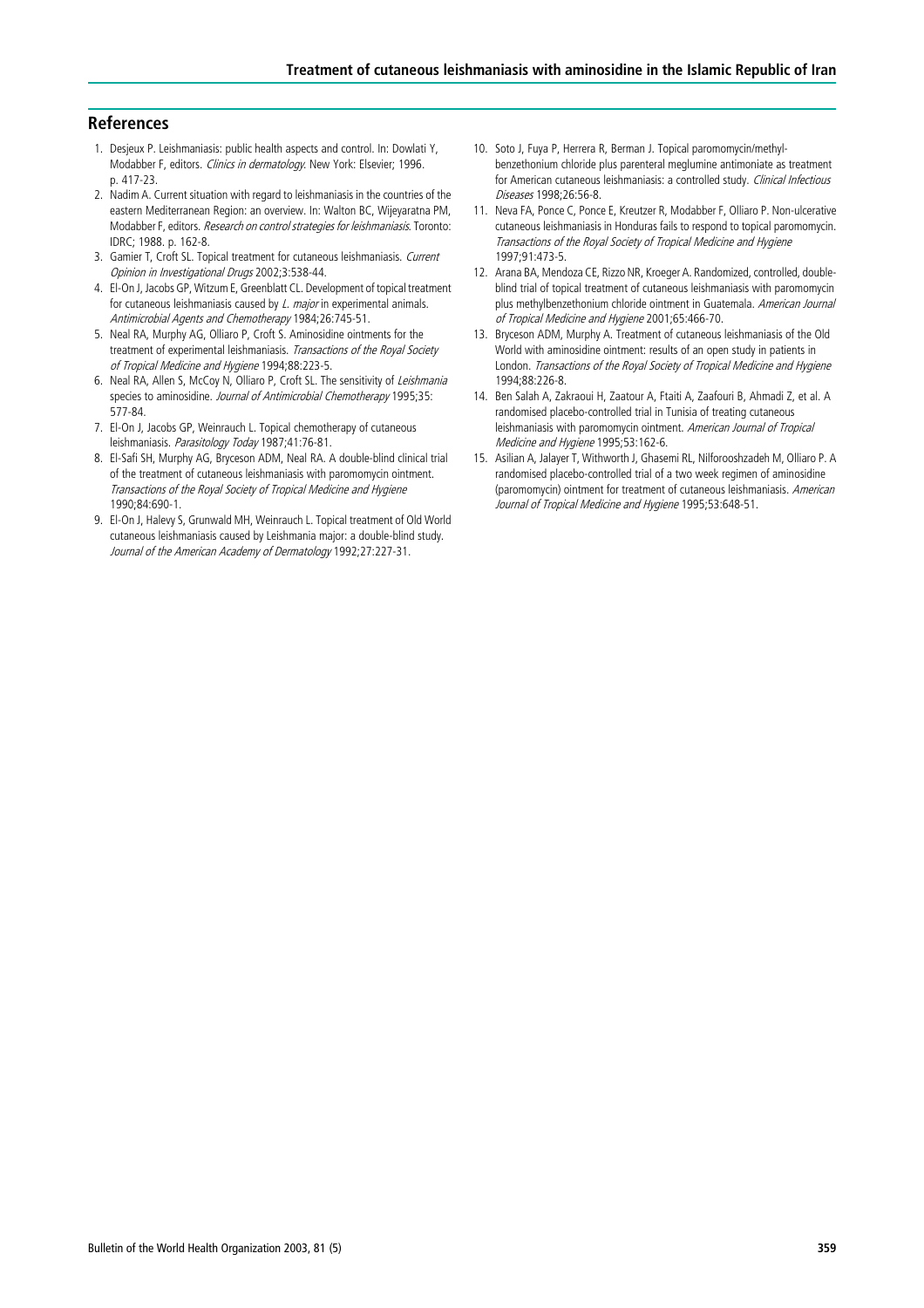## References

1. Desjeux P. Leishmaniasis: public health aspects and control. In: Dowlati Y, Modabber F, editors. *Clinics in dermatology*. New York: Elsevier; 1996. p. 417-23.
2. Nadim A. Current situation with regard to leishmaniasis in the countries of the eastern Mediterranean Region: an overview. In: Walton BC, Wijeyaratna PM, Modabber F, editors. *Research on control strategies for leishmaniasis*. Toronto: IDRC; 1988. p. 162-8.
3. Gamier T, Croft SL. Topical treatment for cutaneous leishmaniasis. *Current Opinion in Investigational Drugs* 2002;3:538-44.
4. El-On J, Jacobs GP, Witzum E, Greenblatt CL. Development of topical treatment for cutaneous leishmaniasis caused by *L. major* in experimental animals. *Antimicrobial Agents and Chemotherapy* 1984;26:745-51.
5. Neal RA, Murphy AG, Olliaro P, Croft S. Aminosidine ointments for the treatment of experimental leishmaniasis. *Transactions of the Royal Society of Tropical Medicine and Hygiene* 1994;88:223-5.
6. Neal RA, Allen S, McCoy N, Olliaro P, Croft SL. The sensitivity of *Leishmania* species to aminosidine. *Journal of Antimicrobial Chemotherapy* 1995;35: 577-84.
7. El-On J, Jacobs GP, Weinrauch L. Topical chemotherapy of cutaneous leishmaniasis. *Parasitology Today* 1987;41:76-81.
8. El-Safi SH, Murphy AG, Bryceson ADM, Neal RA. A double-blind clinical trial of the treatment of cutaneous leishmaniasis with paromomycin ointment. *Transactions of the Royal Society of Tropical Medicine and Hygiene* 1990;84:690-1.
9. El-On J, Halevy S, Grunwald MH, Weinrauch L. Topical treatment of Old World cutaneous leishmaniasis caused by Leishmania major: a double-blind study. *Journal of the American Academy of Dermatology* 1992;27:227-31.
10. Soto J, Fuya P, Herrera R, Berman J. Topical paromomycin/methyl-benzethonium chloride plus parenteral meglumine antimoniate as treatment for American cutaneous leishmaniasis: a controlled study. *Clinical Infectious Diseases* 1998;26:56-8.
11. Neva FA, Ponce C, Ponce E, Kreutzer R, Modabber F, Olliaro P. Non-ulcerative cutaneous leishmaniasis in Honduras fails to respond to topical paromomycin. *Transactions of the Royal Society of Tropical Medicine and Hygiene* 1997;91:473-5.
12. Arana BA, Mendoza CE, Rizzo NR, Kroeger A. Randomized, controlled, double-blind trial of topical treatment of cutaneous leishmaniasis with paromomycin plus methylbenzethonium chloride ointment in Guatemala. *American Journal of Tropical Medicine and Hygiene* 2001;65:466-70.
13. Bryceson ADM, Murphy A. Treatment of cutaneous leishmaniasis of the Old World with aminosidine ointment: results of an open study in patients in London. *Transactions of the Royal Society of Tropical Medicine and Hygiene* 1994;88:226-8.
14. Ben Salah A, Zakraoui H, Zaatour A, Ftaiti A, Zaafouri B, Ahmadi Z, et al. A randomised placebo-controlled trial in Tunisia of treating cutaneous leishmaniasis with paromomycin ointment. *American Journal of Tropical Medicine and Hygiene* 1995;53:162-6.
15. Asilian A, Jalayer T, Withworth J, Ghasemi RL, Nilforooshzadeh M, Olliaro P. A randomised placebo-controlled trial of a two week regimen of aminosidine (paromomycin) ointment for treatment of cutaneous leishmaniasis. *American Journal of Tropical Medicine and Hygiene* 1995;53:648-51.